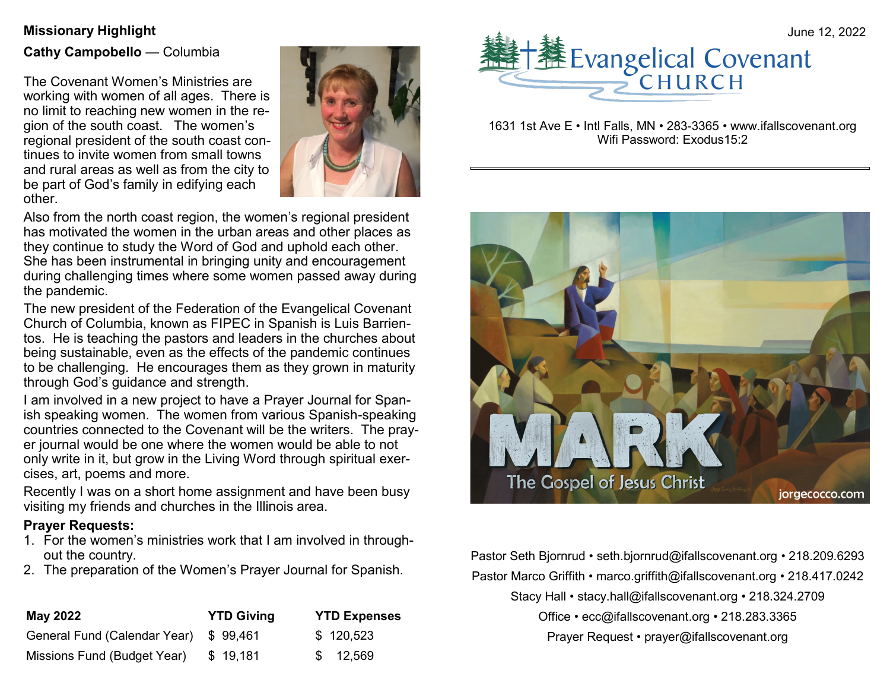## Missionary Highlight

**Cathy Campobello** — Columbia

The Covenant Women's Ministries are working with women of all ages. There is no limit to reaching new women in the region of the south coast. The women's regional president of the south coast continues to invite women from small towns and rural areas as well as from the city to be part of God's family in edifying each other.

Also from the north coast region, the women's regional president has motivated the women in the urban areas and other places as they continue to study the Word of God and uphold each other. She has been instrumental in bringing unity and encouragement during challenging times where some women passed away during the pandemic.

The new president of the Federation of the Evangelical Covenant Church of Columbia, known as FIPEC in Spanish is Luis Barrientos. He is teaching the pastors and leaders in the churches about being sustainable, even as the effects of the pandemic continues to be challenging. He encourages them as they grown in maturity through God's guidance and strength.

I am involved in a new project to have a Prayer Journal for Spanish speaking women. The women from various Spanish-speaking countries connected to the Covenant will be the writers. The prayer journal would be one where the women would be able to not only write in it, but grow in the Living Word through spiritual exercises, art, poems and more.

Recently I was on a short home assignment and have been busy visiting my friends and churches in the Illinois area.

**Prayer Requests:**

1. For the women's ministries work that I am involved in throughout the country.
2. The preparation of the Women's Prayer Journal for Spanish.

| May 2022 | YTD Giving | YTD Expenses |
|---|---|---|
| General Fund (Calendar Year) | $ 99,461 | $ 120,523 |
| Missions Fund (Budget Year) | $ 19,181 | $ 12,569 |

June 12, 2022

# Evangelical Covenant CHURCH

1631 1st Ave E • Intl Falls, MN • 283-3365 • www.ifallscovenant.org
Wifi Password: Exodus15:2

MARK
The Gospel of Jesus Christ
jorgecocco.com

Pastor Seth Bjornrud • seth.bjornrud@ifallscovenant.org • 218.209.6293

Pastor Marco Griffith • marco.griffith@ifallscovenant.org • 218.417.0242

Stacy Hall • stacy.hall@ifallscovenant.org • 218.324.2709

Office • ecc@ifallscovenant.org • 218.283.3365

Prayer Request • prayer@ifallscovenant.org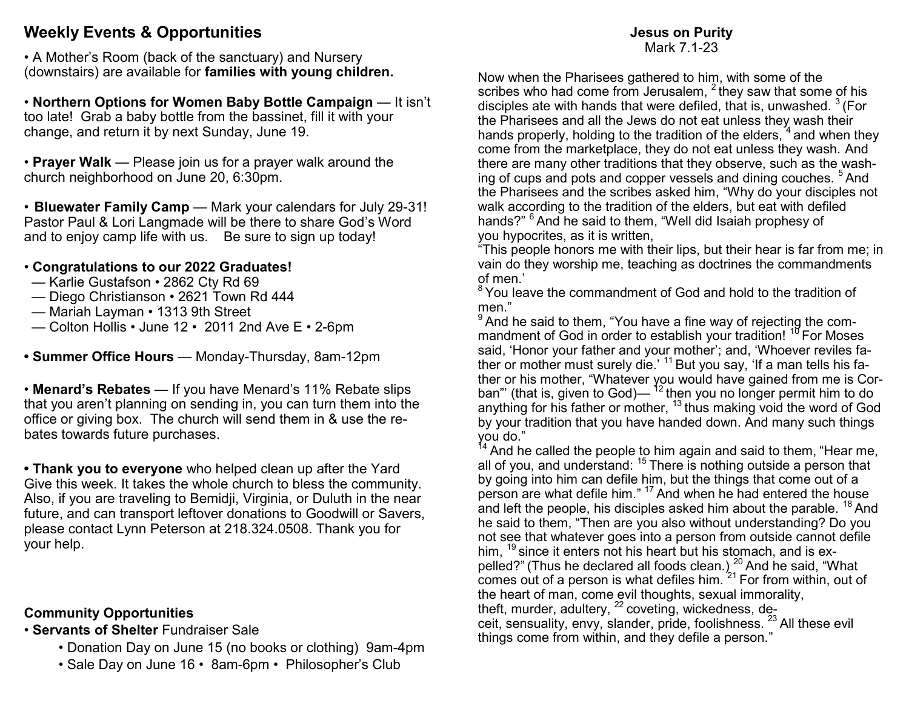## Weekly Events & Opportunities

- A Mother's Room (back of the sanctuary) and Nursery (downstairs) are available for **families with young children.**

- **Northern Options for Women Baby Bottle Campaign** — It isn't too late! Grab a baby bottle from the bassinet, fill it with your change, and return it by next Sunday, June 19.

- **Prayer Walk** — Please join us for a prayer walk around the church neighborhood on June 20, 6:30pm.

- **Bluewater Family Camp** — Mark your calendars for July 29-31! Pastor Paul & Lori Langmade will be there to share God's Word and to enjoy camp life with us. Be sure to sign up today!

- **Congratulations to our 2022 Graduates!**
  - — Karlie Gustafson • 2862 Cty Rd 69
  - — Diego Christianson • 2621 Town Rd 444
  - — Mariah Layman • 1313 9th Street
  - — Colton Hollis • June 12 • 2011 2nd Ave E • 2-6pm

- **Summer Office Hours** — Monday-Thursday, 8am-12pm

- **Menard's Rebates** — If you have Menard's 11% Rebate slips that you aren't planning on sending in, you can turn them into the office or giving box. The church will send them in & use the rebates towards future purchases.

- **Thank you to everyone** who helped clean up after the Yard Give this week. It takes the whole church to bless the community. Also, if you are traveling to Bemidji, Virginia, or Duluth in the near future, and can transport leftover donations to Goodwill or Savers, please contact Lynn Peterson at 218.324.0508. Thank you for your help.

### Community Opportunities

- **Servants of Shelter** Fundraiser Sale
  - Donation Day on June 15 (no books or clothing) 9am-4pm
  - Sale Day on June 16 • 8am-6pm • Philosopher's Club

## Jesus on Purity

Mark 7.1-23

Now when the Pharisees gathered to him, with some of the scribes who had come from Jerusalem, [2] they saw that some of his disciples ate with hands that were defiled, that is, unwashed. [3] (For the Pharisees and all the Jews do not eat unless they wash their hands properly, holding to the tradition of the elders, [4] and when they come from the marketplace, they do not eat unless they wash. And there are many other traditions that they observe, such as the washing of cups and pots and copper vessels and dining couches. [5] And the Pharisees and the scribes asked him, "Why do your disciples not walk according to the tradition of the elders, but eat with defiled hands?" [6] And he said to them, "Well did Isaiah prophesy of you hypocrites, as it is written,

"This people honors me with their lips, but their hear is far from me; in vain do they worship me, teaching as doctrines the commandments of men.'

[8] You leave the commandment of God and hold to the tradition of men."

[9] And he said to them, "You have a fine way of rejecting the commandment of God in order to establish your tradition! [10] For Moses said, 'Honor your father and your mother'; and, 'Whoever reviles father or mother must surely die.' [11] But you say, 'If a man tells his father or his mother, "Whatever you would have gained from me is Corban"' (that is, given to God)— [12] then you no longer permit him to do anything for his father or mother, [13] thus making void the word of God by your tradition that you have handed down. And many such things you do."

[14] And he called the people to him again and said to them, "Hear me, all of you, and understand: [15] There is nothing outside a person that by going into him can defile him, but the things that come out of a person are what defile him." [17] And when he had entered the house and left the people, his disciples asked him about the parable. [18] And he said to them, "Then are you also without understanding? Do you not see that whatever goes into a person from outside cannot defile him, [19] since it enters not his heart but his stomach, and is expelled?" (Thus he declared all foods clean.) [20] And he said, "What comes out of a person is what defiles him. [21] For from within, out of the heart of man, come evil thoughts, sexual immorality, theft, murder, adultery, [22] coveting, wickedness, deceit, sensuality, envy, slander, pride, foolishness. [23] All these evil things come from within, and they defile a person."